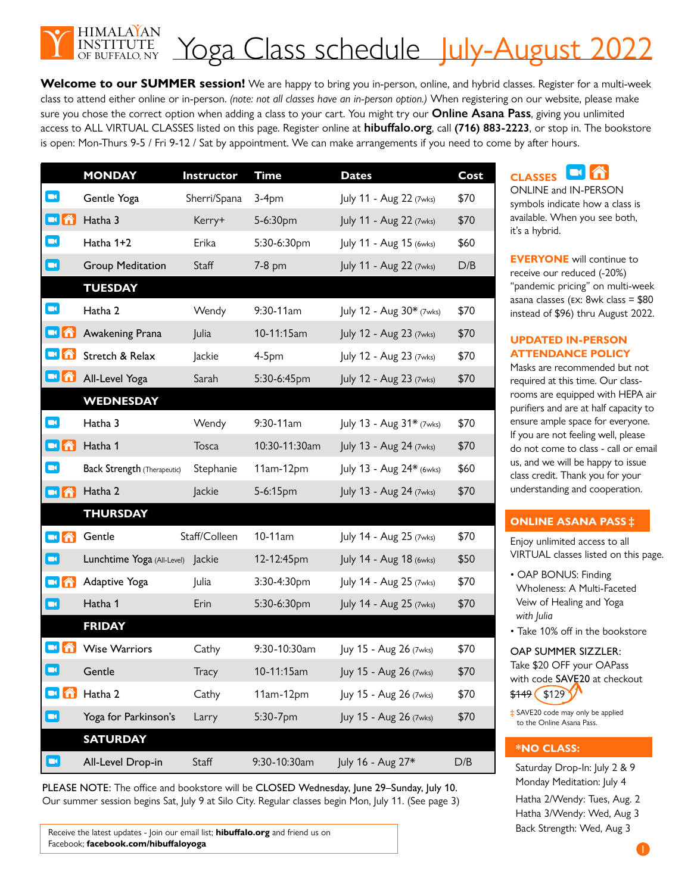# HIMALAYAN INSTITUTE OF BUFFALO, NY — Yoga Class schedule July-August 2022

**Welcome to our SUMMER session!** We are happy to bring you in-person, online, and hybrid classes. Register for a multi-week class to attend either online or in-person. *(note: not all classes have an in-person option.)* When registering on our website, please make sure you chose the correct option when adding a class to your cart. You might try our **Online Asana Pass**, giving you unlimited access to ALL VIRTUAL CLASSES listed on this page. Register online at **hibuffalo.org**, call **(716) 883-2223**, or stop in. The bookstore is open: Mon-Thurs 9-5 / Fri 9-12 / Sat by appointment. We can make arrangements if you need to come by after hours.

| Format | MONDAY | Instructor | Time | Dates | Cost |
|---|---|---|---|---|---|
| Online | Gentle Yoga | Sherri/Spana | 3-4pm | July 11 - Aug 22 (7wks) | $70 |
| Online / In-person | Hatha 3 | Kerry+ | 5-6:30pm | July 11 - Aug 22 (7wks) | $70 |
| Online | Hatha 1+2 | Erika | 5:30-6:30pm | July 11 - Aug 15 (6wks) | $60 |
| Online | Group Meditation | Staff | 7-8 pm | July 11 - Aug 22 (7wks) | D/B |
| | **TUESDAY** | | | | |
| Online | Hatha 2 | Wendy | 9:30-11am | July 12 - Aug 30* (7wks) | $70 |
| Online / In-person | Awakening Prana | Julia | 10-11:15am | July 12 - Aug 23 (7wks) | $70 |
| Online / In-person | Stretch & Relax | Jackie | 4-5pm | July 12 - Aug 23 (7wks) | $70 |
| Online / In-person | All-Level Yoga | Sarah | 5:30-6:45pm | July 12 - Aug 23 (7wks) | $70 |
| | **WEDNESDAY** | | | | |
| Online | Hatha 3 | Wendy | 9:30-11am | July 13 - Aug 31* (7wks) | $70 |
| Online / In-person | Hatha 1 | Tosca | 10:30-11:30am | July 13 - Aug 24 (7wks) | $70 |
| Online | Back Strength (Therapeutic) | Stephanie | 11am-12pm | July 13 - Aug 24* (6wks) | $60 |
| Online / In-person | Hatha 2 | Jackie | 5-6:15pm | July 13 - Aug 24 (7wks) | $70 |
| | **THURSDAY** | | | | |
| Online / In-person | Gentle | Staff/Colleen | 10-11am | July 14 - Aug 25 (7wks) | $70 |
| Online | Lunchtime Yoga (All-Level) | Jackie | 12-12:45pm | July 14 - Aug 18 (6wks) | $50 |
| Online / In-person | Adaptive Yoga | Julia | 3:30-4:30pm | July 14 - Aug 25 (7wks) | $70 |
| Online | Hatha 1 | Erin | 5:30-6:30pm | July 14 - Aug 25 (7wks) | $70 |
| | **FRIDAY** | | | | |
| Online / In-person | Wise Warriors | Cathy | 9:30-10:30am | Juy 15 - Aug 26 (7wks) | $70 |
| Online | Gentle | Tracy | 10-11:15am | July 15 - Aug 26 (7wks) | $70 |
| Online / In-person | Hatha 2 | Cathy | 11am-12pm | Juy 15 - Aug 26 (7wks) | $70 |
| Online | Yoga for Parkinson's | Larry | 5:30-7pm | July 15 - Aug 26 (7wks) | $70 |
| | **SATURDAY** | | | | |
| Online | All-Level Drop-in | Staff | 9:30-10:30am | July 16 - Aug 27* | D/B |

PLEASE NOTE: The office and bookstore will be CLOSED Wednesday, June 29–Sunday, July 10. Our summer session begins Sat, July 9 at Silo City. Regular classes begin Mon, July 11. (See page 3)

Receive the latest updates - Join our email list; **hibuffalo.org** and friend us on Facebook; **facebook.com/hibuffaloyoga**

## CLASSES

ONLINE and IN-PERSON symbols indicate how a class is available. When you see both, it's a hybrid.

**EVERYONE** will continue to receive our reduced (-20%) "pandemic pricing" on multi-week asana classes (EX: 8wk class = $80 instead of $96) thru August 2022.

## UPDATED IN-PERSON ATTENDANCE POLICY

Masks are recommended but not required at this time. Our classrooms are equipped with HEPA air purifiers and are at half capacity to ensure ample space for everyone. If you are not feeling well, please do not come to class - call or email us, and we will be happy to issue class credit. Thank you for your understanding and cooperation.

## ONLINE ASANA PASS ‡

Enjoy unlimited access to all VIRTUAL classes listed on this page.

- OAP BONUS: Finding Wholeness: A Multi-Faceted Veiw of Healing and Yoga *with Julia*
- Take 10% off in the bookstore

OAP SUMMER SIZZLER: Take $20 OFF your OAPass with code SAVE20 at checkout
~~$149~~ $129

‡ SAVE20 code may only be applied to the Online Asana Pass.

## *NO CLASS:

Saturday Drop-In: July 2 & 9
Monday Meditation: July 4
Hatha 2/Wendy: Tues, Aug. 2
Hatha 3/Wendy: Wed, Aug 3
Back Strength: Wed, Aug 3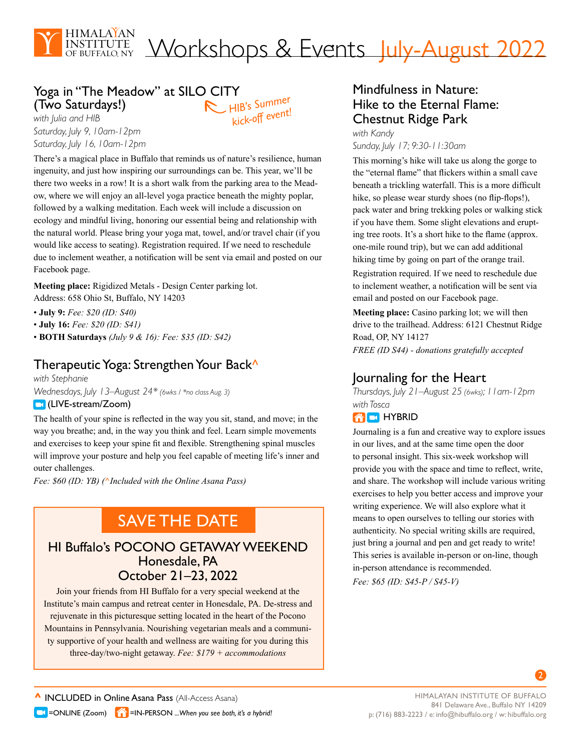# Workshops & Events July-August 2022

HIMALAYAN INSTITUTE OF BUFFALO, NY

## Yoga in "The Meadow" at SILO CITY (Two Saturdays!)

HIB's Summer kick-off event!

*with Julia and HIB*
*Saturday, July 9, 10am-12pm*
*Saturday, July 16, 10am-12pm*

There's a magical place in Buffalo that reminds us of nature's resilience, human ingenuity, and just how inspiring our surroundings can be. This year, we'll be there two weeks in a row! It is a short walk from the parking area to the Meadow, where we will enjoy an all-level yoga practice beneath the mighty poplar, followed by a walking meditation. Each week will include a discussion on ecology and mindful living, honoring our essential being and relationship with the natural world. Please bring your yoga mat, towel, and/or travel chair (if you would like access to seating). Registration required. If we need to reschedule due to inclement weather, a notification will be sent via email and posted on our Facebook page.

**Meeting place:** Rigidized Metals - Design Center parking lot.
Address: 658 Ohio St, Buffalo, NY 14203

- **July 9:** *Fee: $20 (ID: S40)*
- **July 16:** *Fee: $20 (ID: S41)*
- **BOTH Saturdays** *(July 9 & 16): Fee: $35 (ID: S42)*

## Therapeutic Yoga: Strengthen Your Back^

*with Stephanie*
*Wednesdays, July 13–August 24\* (6wks / \*no class Aug. 3)*
(LIVE-stream/Zoom)

The health of your spine is reflected in the way you sit, stand, and move; in the way you breathe; and, in the way you think and feel. Learn simple movements and exercises to keep your spine fit and flexible. Strengthening spinal muscles will improve your posture and help you feel capable of meeting life's inner and outer challenges.

*Fee: $60 (ID: YB) (^Included with the Online Asana Pass)*

## SAVE THE DATE

### HI Buffalo's POCONO GETAWAY WEEKEND
### Honesdale, PA
### October 21–23, 2022

Join your friends from HI Buffalo for a very special weekend at the Institute's main campus and retreat center in Honesdale, PA. De-stress and rejuvenate in this picturesque setting located in the heart of the Pocono Mountains in Pennsylvania. Nourishing vegetarian meals and a community supportive of your health and wellness are waiting for you during this three-day/two-night getaway. *Fee: $179 + accommodations*

## Mindfulness in Nature: Hike to the Eternal Flame: Chestnut Ridge Park

*with Kandy*
*Sunday, July 17; 9:30-11:30am*

This morning's hike will take us along the gorge to the "eternal flame" that flickers within a small cave beneath a trickling waterfall. This is a more difficult hike, so please wear sturdy shoes (no flip-flops!), pack water and bring trekking poles or walking stick if you have them. Some slight elevations and erupting tree roots. It's a short hike to the flame (approx. one-mile round trip), but we can add additional hiking time by going on part of the orange trail.

Registration required. If we need to reschedule due to inclement weather, a notification will be sent via email and posted on our Facebook page.

**Meeting place:** Casino parking lot; we will then drive to the trailhead. Address: 6121 Chestnut Ridge Road, OP, NY 14127

*FREE (ID S44) - donations gratefully accepted*

## Journaling for the Heart

*Thursdays, July 21–August 25 (6wks); 11am-12pm*
*with Tosca*
HYBRID

Journaling is a fun and creative way to explore issues in our lives, and at the same time open the door to personal insight. This six-week workshop will provide you with the space and time to reflect, write, and share. The workshop will include various writing exercises to help you better access and improve your writing experience. We will also explore what it means to open ourselves to telling our stories with authenticity. No special writing skills are required, just bring a journal and pen and get ready to write! This series is available in-person or on-line, though in-person attendance is recommended.

*Fee: $65 (ID: S45-P / S45-V)*

---

^ INCLUDED in Online Asana Pass (All-Access Asana)
=ONLINE (Zoom) =IN-PERSON *...When you see both, it's a hybrid!*

HIMALAYAN INSTITUTE OF BUFFALO
841 Delaware Ave., Buffalo NY 14209
p: (716) 883-2223 / e: info@hibuffalo.org / w: hibuffalo.org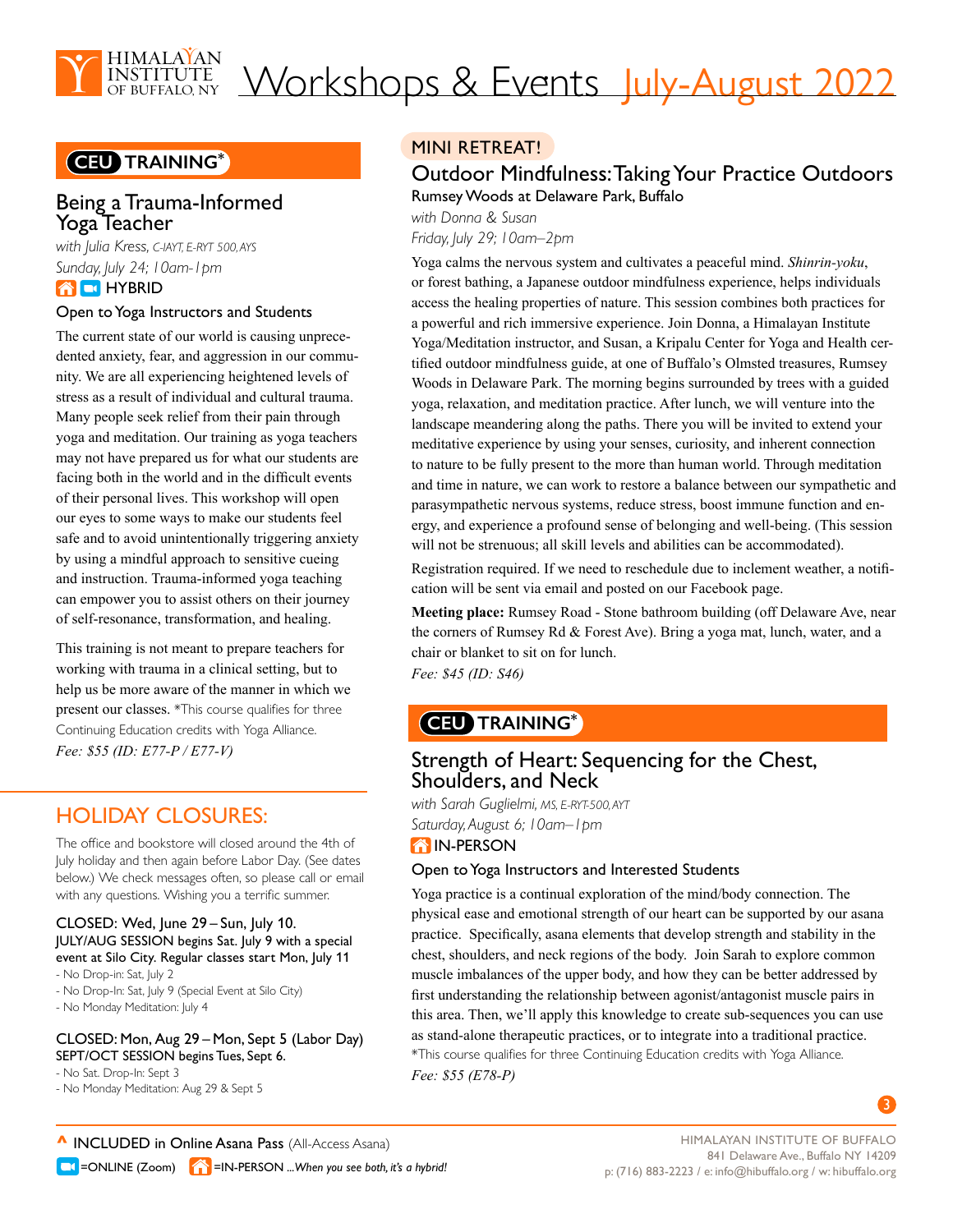# Workshops & Events July-August 2022

HIMALAYAN INSTITUTE OF BUFFALO, NY

## CEU TRAINING*

### Being a Trauma-Informed Yoga Teacher

*with Julia Kress, C-IAYT, E-RYT 500, AYS*
*Sunday, July 24; 10am-1pm*
HYBRID

**Open to Yoga Instructors and Students**

The current state of our world is causing unprecedented anxiety, fear, and aggression in our community. We are all experiencing heightened levels of stress as a result of individual and cultural trauma. Many people seek relief from their pain through yoga and meditation. Our training as yoga teachers may not have prepared us for what our students are facing both in the world and in the difficult events of their personal lives. This workshop will open our eyes to some ways to make our students feel safe and to avoid unintentionally triggering anxiety by using a mindful approach to sensitive cueing and instruction. Trauma-informed yoga teaching can empower you to assist others on their journey of self-resonance, transformation, and healing.

This training is not meant to prepare teachers for working with trauma in a clinical setting, but to help us be more aware of the manner in which we present our classes. *This course qualifies for three Continuing Education credits with Yoga Alliance.
*Fee: $55 (ID: E77-P / E77-V)*

## HOLIDAY CLOSURES:

The office and bookstore will closed around the 4th of July holiday and then again before Labor Day. (See dates below.) We check messages often, so please call or email with any questions. Wishing you a terrific summer.

**CLOSED: Wed, June 29 – Sun, July 10.**
JULY/AUG SESSION begins Sat. July 9 with a special event at Silo City. Regular classes start Mon, July 11
- No Drop-in: Sat, July 2
- No Drop-In: Sat, July 9 (Special Event at Silo City)
- No Monday Meditation: July 4

**CLOSED: Mon, Aug 29 – Mon, Sept 5 (Labor Day)**
SEPT/OCT SESSION begins Tues, Sept 6.
- No Sat. Drop-In: Sept 3
- No Monday Meditation: Aug 29 & Sept 5

## MINI RETREAT!

### Outdoor Mindfulness: Taking Your Practice Outdoors

**Rumsey Woods at Delaware Park, Buffalo**
*with Donna & Susan*
*Friday, July 29; 10am–2pm*

Yoga calms the nervous system and cultivates a peaceful mind. *Shinrin-yoku*, or forest bathing, a Japanese outdoor mindfulness experience, helps individuals access the healing properties of nature. This session combines both practices for a powerful and rich immersive experience. Join Donna, a Himalayan Institute Yoga/Meditation instructor, and Susan, a Kripalu Center for Yoga and Health certified outdoor mindfulness guide, at one of Buffalo's Olmsted treasures, Rumsey Woods in Delaware Park. The morning begins surrounded by trees with a guided yoga, relaxation, and meditation practice. After lunch, we will venture into the landscape meandering along the paths. There you will be invited to extend your meditative experience by using your senses, curiosity, and inherent connection to nature to be fully present to the more than human world. Through meditation and time in nature, we can work to restore a balance between our sympathetic and parasympathetic nervous systems, reduce stress, boost immune function and energy, and experience a profound sense of belonging and well-being. (This session will not be strenuous; all skill levels and abilities can be accommodated).

Registration required. If we need to reschedule due to inclement weather, a notification will be sent via email and posted on our Facebook page.

**Meeting place:** Rumsey Road - Stone bathroom building (off Delaware Ave, near the corners of Rumsey Rd & Forest Ave). Bring a yoga mat, lunch, water, and a chair or blanket to sit on for lunch.
*Fee: $45 (ID: S46)*

## CEU TRAINING*

### Strength of Heart: Sequencing for the Chest, Shoulders, and Neck

*with Sarah Guglielmi, MS, E-RYT-500, AYT*
*Saturday, August 6; 10am–1pm*
IN-PERSON

**Open to Yoga Instructors and Interested Students**

Yoga practice is a continual exploration of the mind/body connection. The physical ease and emotional strength of our heart can be supported by our asana practice. Specifically, asana elements that develop strength and stability in the chest, shoulders, and neck regions of the body. Join Sarah to explore common muscle imbalances of the upper body, and how they can be better addressed by first understanding the relationship between agonist/antagonist muscle pairs in this area. Then, we'll apply this knowledge to create sub-sequences you can use as stand-alone therapeutic practices, or to integrate into a traditional practice.
*This course qualifies for three Continuing Education credits with Yoga Alliance.
*Fee: $55 (E78-P)*

^ INCLUDED in Online Asana Pass (All-Access Asana)
=ONLINE (Zoom) =IN-PERSON *...When you see both, it's a hybrid!*

HIMALAYAN INSTITUTE OF BUFFALO
841 Delaware Ave., Buffalo NY 14209
p: (716) 883-2223 / e: info@hibuffalo.org / w: hibuffalo.org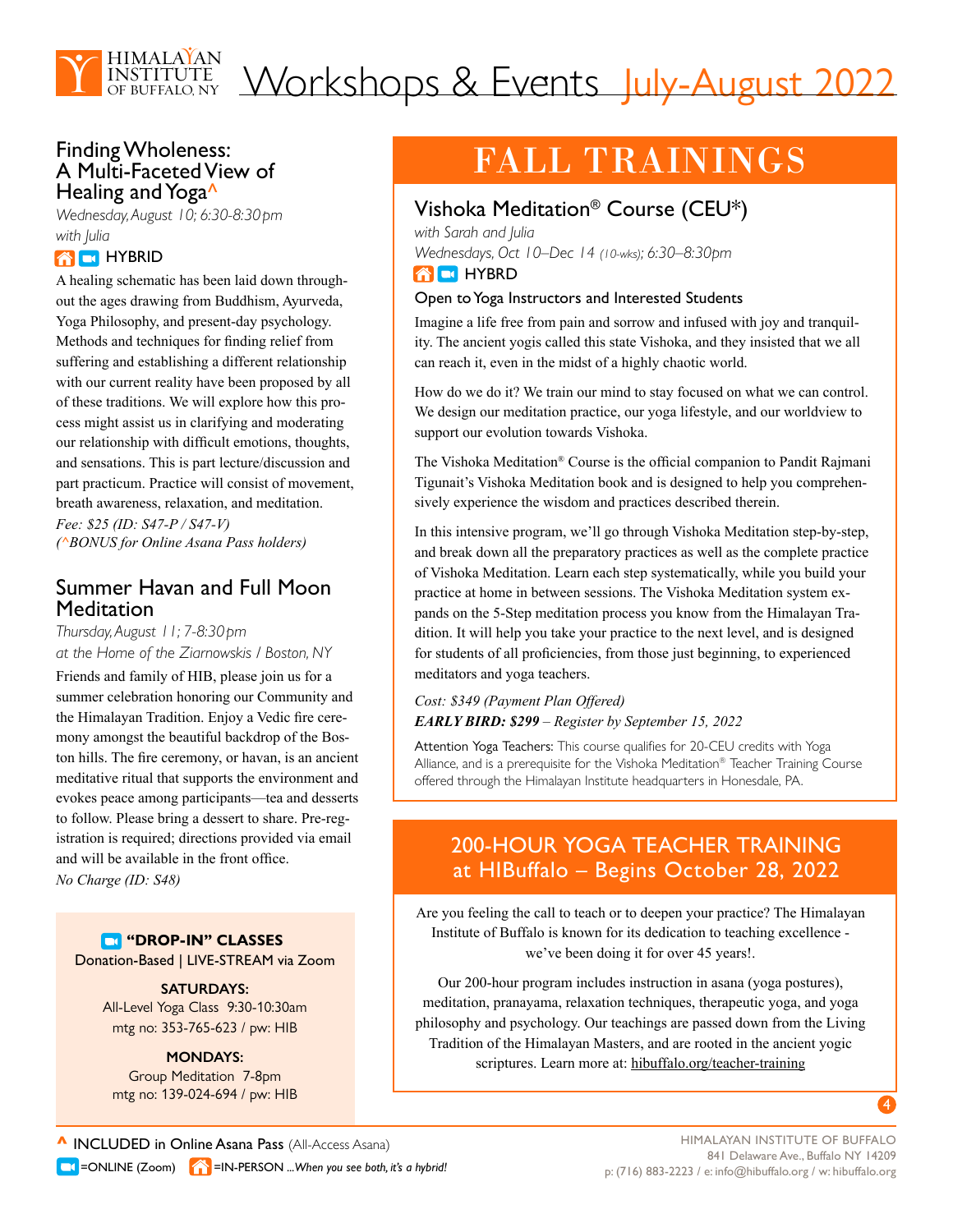HIMALAYAN INSTITUTE OF BUFFALO, NY

# Workshops & Events July-August 2022

## Finding Wholeness: A Multi-Faceted View of Healing and Yoga^

*Wednesday, August 10; 6:30-8:30pm*
*with Julia*

HYBRID

A healing schematic has been laid down throughout the ages drawing from Buddhism, Ayurveda, Yoga Philosophy, and present-day psychology. Methods and techniques for finding relief from suffering and establishing a different relationship with our current reality have been proposed by all of these traditions. We will explore how this process might assist us in clarifying and moderating our relationship with difficult emotions, thoughts, and sensations. This is part lecture/discussion and part practicum. Practice will consist of movement, breath awareness, relaxation, and meditation.

*Fee: $25 (ID: S47-P / S47-V)*
*(^BONUS for Online Asana Pass holders)*

## Summer Havan and Full Moon Meditation

*Thursday, August 11; 7-8:30pm*
*at the Home of the Ziarnowskis / Boston, NY*

Friends and family of HIB, please join us for a summer celebration honoring our Community and the Himalayan Tradition. Enjoy a Vedic fire ceremony amongst the beautiful backdrop of the Boston hills. The fire ceremony, or havan, is an ancient meditative ritual that supports the environment and evokes peace among participants—tea and desserts to follow. Please bring a dessert to share. Pre-registration is required; directions provided via email and will be available in the front office.

*No Charge (ID: S48)*

**"DROP-IN" CLASSES**
Donation-Based | LIVE-STREAM via Zoom

**SATURDAYS:**
All-Level Yoga Class 9:30-10:30am
mtg no: 353-765-623 / pw: HIB

**MONDAYS:**
Group Meditation 7-8pm
mtg no: 139-024-694 / pw: HIB

# FALL TRAININGS

## Vishoka Meditation® Course (CEU*)

*with Sarah and Julia*
*Wednesdays, Oct 10–Dec 14 (10-wks); 6:30–8:30pm*

HYBRD

### Open to Yoga Instructors and Interested Students

Imagine a life free from pain and sorrow and infused with joy and tranquility. The ancient yogis called this state Vishoka, and they insisted that we all can reach it, even in the midst of a highly chaotic world.

How do we do it? We train our mind to stay focused on what we can control. We design our meditation practice, our yoga lifestyle, and our worldview to support our evolution towards Vishoka.

The Vishoka Meditation® Course is the official companion to Pandit Rajmani Tigunait's Vishoka Meditation book and is designed to help you comprehensively experience the wisdom and practices described therein.

In this intensive program, we'll go through Vishoka Meditation step-by-step, and break down all the preparatory practices as well as the complete practice of Vishoka Meditation. Learn each step systematically, while you build your practice at home in between sessions. The Vishoka Meditation system expands on the 5-Step meditation process you know from the Himalayan Tradition. It will help you take your practice to the next level, and is designed for students of all proficiencies, from those just beginning, to experienced meditators and yoga teachers.

*Cost: $349 (Payment Plan Offered)*
***EARLY BIRD: $299** – Register by September 15, 2022*

Attention Yoga Teachers: This course qualifies for 20-CEU credits with Yoga Alliance, and is a prerequisite for the Vishoka Meditation® Teacher Training Course offered through the Himalayan Institute headquarters in Honesdale, PA.

## 200-HOUR YOGA TEACHER TRAINING at HIBuffalo – Begins October 28, 2022

Are you feeling the call to teach or to deepen your practice? The Himalayan Institute of Buffalo is known for its dedication to teaching excellence - we've been doing it for over 45 years!.

Our 200-hour program includes instruction in asana (yoga postures), meditation, pranayama, relaxation techniques, therapeutic yoga, and yoga philosophy and psychology. Our teachings are passed down from the Living Tradition of the Himalayan Masters, and are rooted in the ancient yogic scriptures. Learn more at: hibuffalo.org/teacher-training

^ INCLUDED in Online Asana Pass (All-Access Asana)
=ONLINE (Zoom) =IN-PERSON *...When you see both, it's a hybrid!*

HIMALAYAN INSTITUTE OF BUFFALO
841 Delaware Ave., Buffalo NY 14209
p: (716) 883-2223 / e: info@hibuffalo.org / w: hibuffalo.org